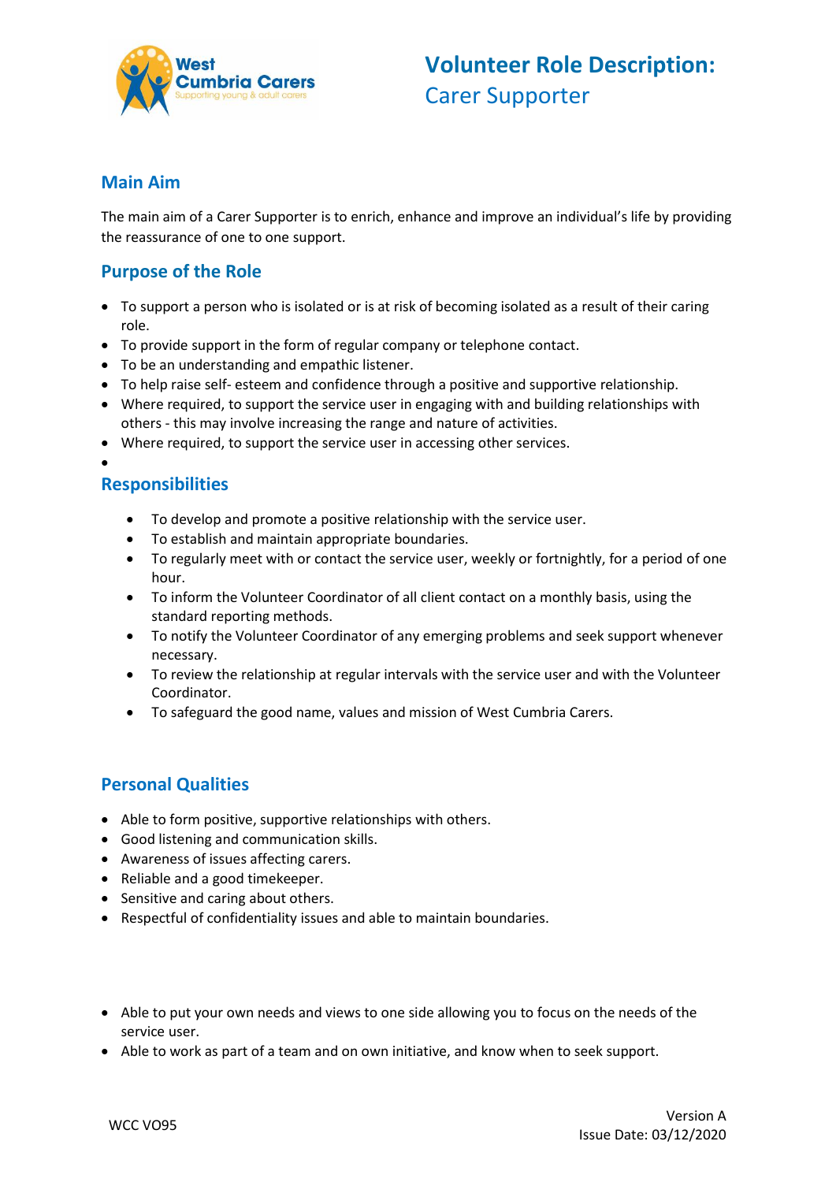West Cumbria Carers
Supporting young & adult carers

# Volunteer Role Description:
Carer Supporter

## Main Aim

The main aim of a Carer Supporter is to enrich, enhance and improve an individual's life by providing the reassurance of one to one support.

## Purpose of the Role

- To support a person who is isolated or is at risk of becoming isolated as a result of their caring role.
- To provide support in the form of regular company or telephone contact.
- To be an understanding and empathic listener.
- To help raise self- esteem and confidence through a positive and supportive relationship.
- Where required, to support the service user in engaging with and building relationships with others - this may involve increasing the range and nature of activities.
- Where required, to support the service user in accessing other services.

## Responsibilities

- To develop and promote a positive relationship with the service user.
- To establish and maintain appropriate boundaries.
- To regularly meet with or contact the service user, weekly or fortnightly, for a period of one hour.
- To inform the Volunteer Coordinator of all client contact on a monthly basis, using the standard reporting methods.
- To notify the Volunteer Coordinator of any emerging problems and seek support whenever necessary.
- To review the relationship at regular intervals with the service user and with the Volunteer Coordinator.
- To safeguard the good name, values and mission of West Cumbria Carers.

## Personal Qualities

- Able to form positive, supportive relationships with others.
- Good listening and communication skills.
- Awareness of issues affecting carers.
- Reliable and a good timekeeper.
- Sensitive and caring about others.
- Respectful of confidentiality issues and able to maintain boundaries.

- Able to put your own needs and views to one side allowing you to focus on the needs of the service user.
- Able to work as part of a team and on own initiative, and know when to seek support.

WCC VO95

Version A
Issue Date: 03/12/2020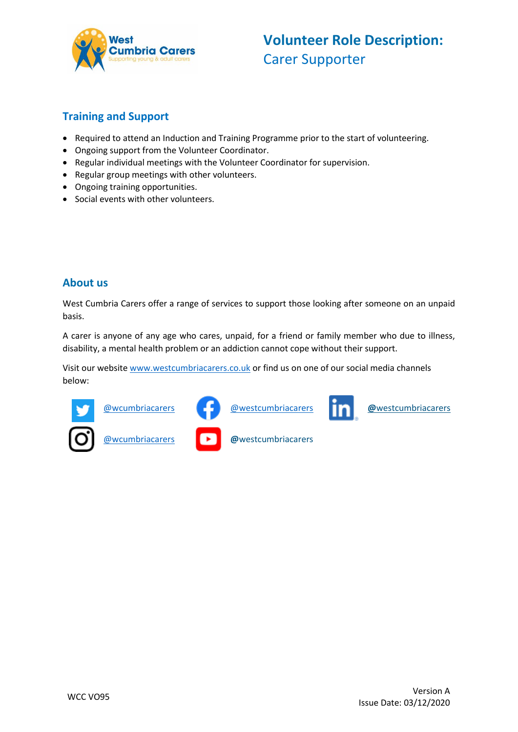# Volunteer Role Description: Carer Supporter

## Training and Support

- Required to attend an Induction and Training Programme prior to the start of volunteering.
- Ongoing support from the Volunteer Coordinator.
- Regular individual meetings with the Volunteer Coordinator for supervision.
- Regular group meetings with other volunteers.
- Ongoing training opportunities.
- Social events with other volunteers.

## About us

West Cumbria Carers offer a range of services to support those looking after someone on an unpaid basis.

A carer is anyone of any age who cares, unpaid, for a friend or family member who due to illness, disability, a mental health problem or an addiction cannot cope without their support.

Visit our website www.westcumbriacarers.co.uk or find us on one of our social media channels below:

Twitter: @wcumbriacarers
Facebook: @westcumbriacarers
LinkedIn: @westcumbriacarers
Instagram: @wcumbriacarers
YouTube: @westcumbriacarers

WCC VO95

Version A
Issue Date: 03/12/2020